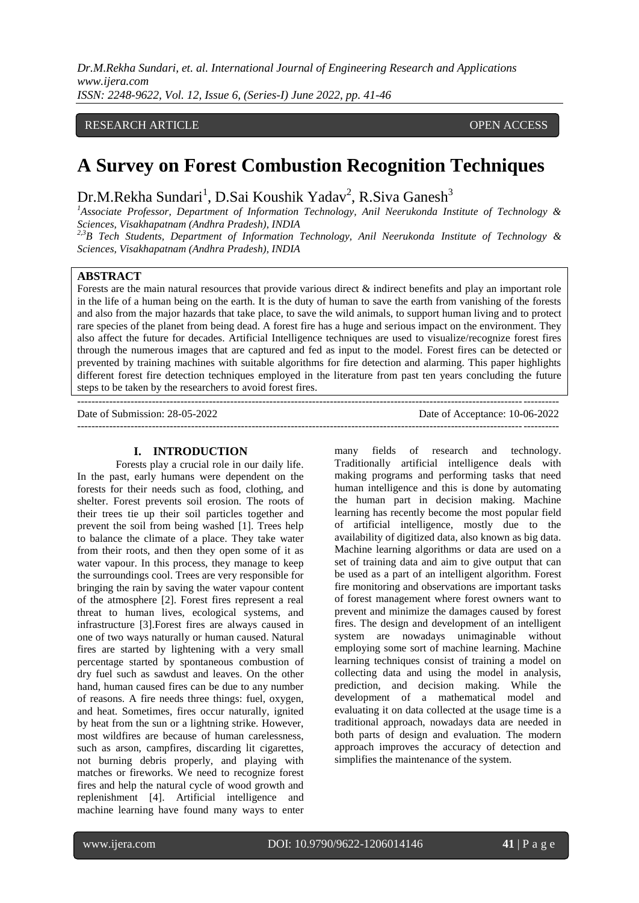RESEARCH ARTICLE OPEN ACCESS

# A Survey on Forest Combustion Recognition Techniques

Dr.M.Rekha Sundari[1], D.Sai Koushik Yadav[2], R.Siva Ganesh[3]

[1]*Associate Professor, Department of Information Technology, Anil Neerukonda Institute of Technology & Sciences, Visakhapatnam (Andhra Pradesh), INDIA*

[2,3]*B Tech Students, Department of Information Technology, Anil Neerukonda Institute of Technology & Sciences, Visakhapatnam (Andhra Pradesh), INDIA*

## ABSTRACT

Forests are the main natural resources that provide various direct & indirect benefits and play an important role in the life of a human being on the earth. It is the duty of human to save the earth from vanishing of the forests and also from the major hazards that take place, to save the wild animals, to support human living and to protect rare species of the planet from being dead. A forest fire has a huge and serious impact on the environment. They also affect the future for decades. Artificial Intelligence techniques are used to visualize/recognize forest fires through the numerous images that are captured and fed as input to the model. Forest fires can be detected or prevented by training machines with suitable algorithms for fire detection and alarming. This paper highlights different forest fire detection techniques employed in the literature from past ten years concluding the future steps to be taken by the researchers to avoid forest fires.

---

Date of Submission: 28-05-2022 Date of Acceptance: 10-06-2022

---

## I. INTRODUCTION

Forests play a crucial role in our daily life. In the past, early humans were dependent on the forests for their needs such as food, clothing, and shelter. Forest prevents soil erosion. The roots of their trees tie up their soil particles together and prevent the soil from being washed [1]. Trees help to balance the climate of a place. They take water from their roots, and then they open some of it as water vapour. In this process, they manage to keep the surroundings cool. Trees are very responsible for bringing the rain by saving the water vapour content of the atmosphere [2]. Forest fires represent a real threat to human lives, ecological systems, and infrastructure [3].Forest fires are always caused in one of two ways naturally or human caused. Natural fires are started by lightening with a very small percentage started by spontaneous combustion of dry fuel such as sawdust and leaves. On the other hand, human caused fires can be due to any number of reasons. A fire needs three things: fuel, oxygen, and heat. Sometimes, fires occur naturally, ignited by heat from the sun or a lightning strike. However, most wildfires are because of human carelessness, such as arson, campfires, discarding lit cigarettes, not burning debris properly, and playing with matches or fireworks. We need to recognize forest fires and help the natural cycle of wood growth and replenishment [4]. Artificial intelligence and machine learning have found many ways to enter many fields of research and technology. Traditionally artificial intelligence deals with making programs and performing tasks that need human intelligence and this is done by automating the human part in decision making. Machine learning has recently become the most popular field of artificial intelligence, mostly due to the availability of digitized data, also known as big data. Machine learning algorithms or data are used on a set of training data and aim to give output that can be used as a part of an intelligent algorithm. Forest fire monitoring and observations are important tasks of forest management where forest owners want to prevent and minimize the damages caused by forest fires. The design and development of an intelligent system are nowadays unimaginable without employing some sort of machine learning. Machine learning techniques consist of training a model on collecting data and using the model in analysis, prediction, and decision making. While the development of a mathematical model and evaluating it on data collected at the usage time is a traditional approach, nowadays data are needed in both parts of design and evaluation. The modern approach improves the accuracy of detection and simplifies the maintenance of the system.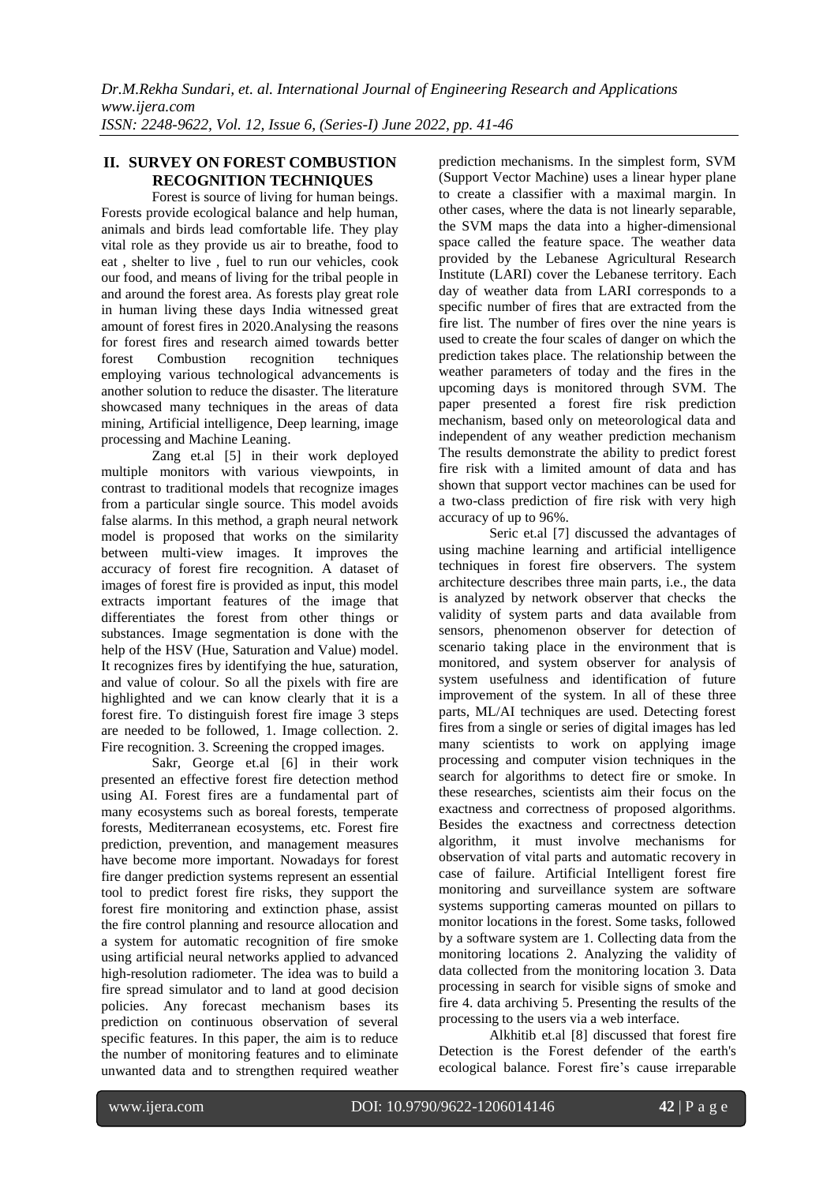## II. SURVEY ON FOREST COMBUSTION RECOGNITION TECHNIQUES

Forest is source of living for human beings. Forests provide ecological balance and help human, animals and birds lead comfortable life. They play vital role as they provide us air to breathe, food to eat , shelter to live , fuel to run our vehicles, cook our food, and means of living for the tribal people in and around the forest area. As forests play great role in human living these days India witnessed great amount of forest fires in 2020.Analysing the reasons for forest fires and research aimed towards better forest Combustion recognition techniques employing various technological advancements is another solution to reduce the disaster. The literature showcased many techniques in the areas of data mining, Artificial intelligence, Deep learning, image processing and Machine Leaning.

Zang et.al [5] in their work deployed multiple monitors with various viewpoints, in contrast to traditional models that recognize images from a particular single source. This model avoids false alarms. In this method, a graph neural network model is proposed that works on the similarity between multi-view images. It improves the accuracy of forest fire recognition. A dataset of images of forest fire is provided as input, this model extracts important features of the image that differentiates the forest from other things or substances. Image segmentation is done with the help of the HSV (Hue, Saturation and Value) model. It recognizes fires by identifying the hue, saturation, and value of colour. So all the pixels with fire are highlighted and we can know clearly that it is a forest fire. To distinguish forest fire image 3 steps are needed to be followed, 1. Image collection. 2. Fire recognition. 3. Screening the cropped images.

Sakr, George et.al [6] in their work presented an effective forest fire detection method using AI. Forest fires are a fundamental part of many ecosystems such as boreal forests, temperate forests, Mediterranean ecosystems, etc. Forest fire prediction, prevention, and management measures have become more important. Nowadays for forest fire danger prediction systems represent an essential tool to predict forest fire risks, they support the forest fire monitoring and extinction phase, assist the fire control planning and resource allocation and a system for automatic recognition of fire smoke using artificial neural networks applied to advanced high-resolution radiometer. The idea was to build a fire spread simulator and to land at good decision policies. Any forecast mechanism bases its prediction on continuous observation of several specific features. In this paper, the aim is to reduce the number of monitoring features and to eliminate unwanted data and to strengthen required weather prediction mechanisms. In the simplest form, SVM (Support Vector Machine) uses a linear hyper plane to create a classifier with a maximal margin. In other cases, where the data is not linearly separable, the SVM maps the data into a higher-dimensional space called the feature space. The weather data provided by the Lebanese Agricultural Research Institute (LARI) cover the Lebanese territory. Each day of weather data from LARI corresponds to a specific number of fires that are extracted from the fire list. The number of fires over the nine years is used to create the four scales of danger on which the prediction takes place. The relationship between the weather parameters of today and the fires in the upcoming days is monitored through SVM. The paper presented a forest fire risk prediction mechanism, based only on meteorological data and independent of any weather prediction mechanism The results demonstrate the ability to predict forest fire risk with a limited amount of data and has shown that support vector machines can be used for a two-class prediction of fire risk with very high accuracy of up to 96%.

Seric et.al [7] discussed the advantages of using machine learning and artificial intelligence techniques in forest fire observers. The system architecture describes three main parts, i.e., the data is analyzed by network observer that checks the validity of system parts and data available from sensors, phenomenon observer for detection of scenario taking place in the environment that is monitored, and system observer for analysis of system usefulness and identification of future improvement of the system. In all of these three parts, ML/AI techniques are used. Detecting forest fires from a single or series of digital images has led many scientists to work on applying image processing and computer vision techniques in the search for algorithms to detect fire or smoke. In these researches, scientists aim their focus on the exactness and correctness of proposed algorithms. Besides the exactness and correctness detection algorithm, it must involve mechanisms for observation of vital parts and automatic recovery in case of failure. Artificial Intelligent forest fire monitoring and surveillance system are software systems supporting cameras mounted on pillars to monitor locations in the forest. Some tasks, followed by a software system are 1. Collecting data from the monitoring locations 2. Analyzing the validity of data collected from the monitoring location 3. Data processing in search for visible signs of smoke and fire 4. data archiving 5. Presenting the results of the processing to the users via a web interface.

Alkhitib et.al [8] discussed that forest fire Detection is the Forest defender of the earth's ecological balance. Forest fire's cause irreparable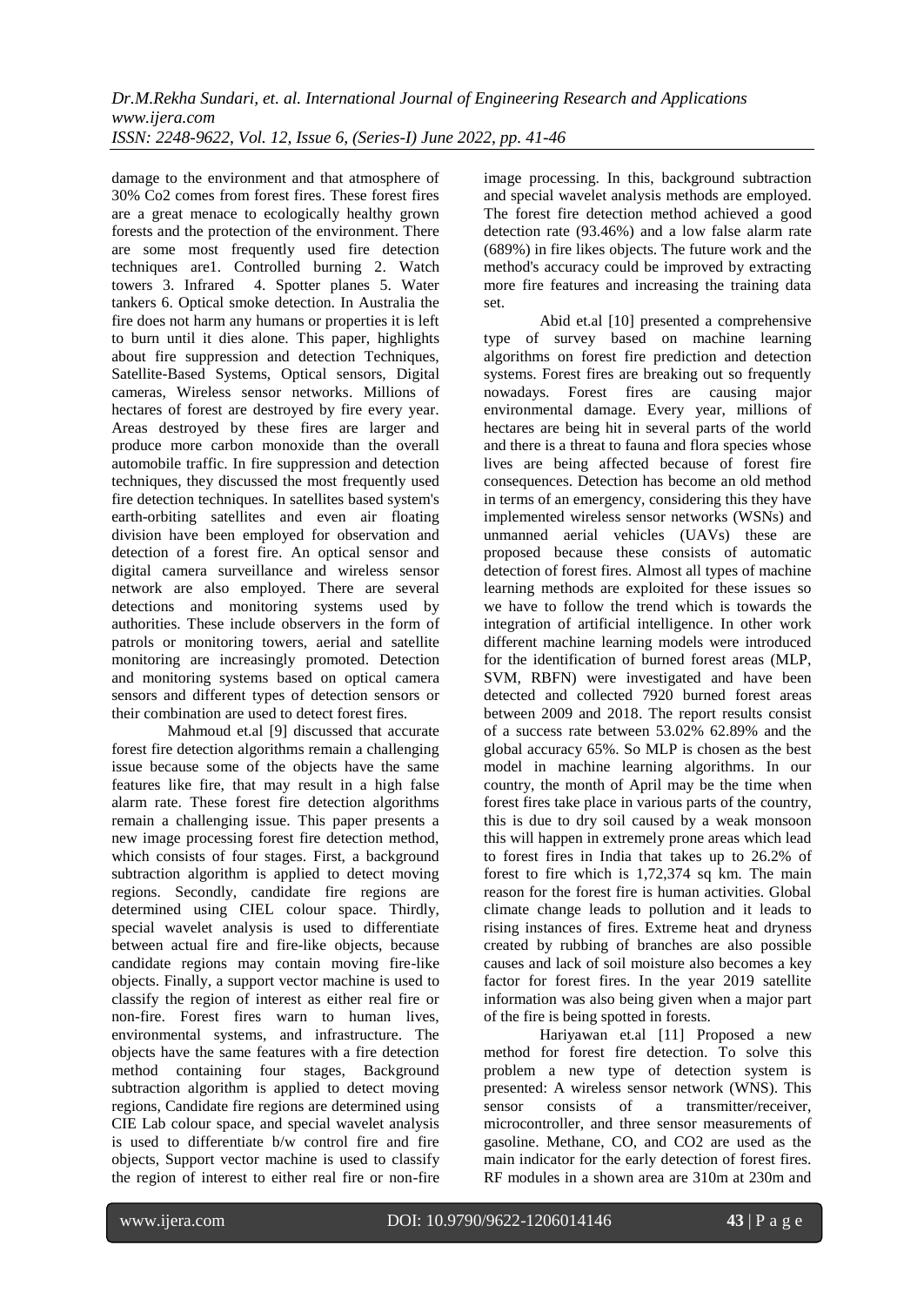damage to the environment and that atmosphere of 30% Co2 comes from forest fires. These forest fires are a great menace to ecologically healthy grown forests and the protection of the environment. There are some most frequently used fire detection techniques are1. Controlled burning 2. Watch towers 3. Infrared 4. Spotter planes 5. Water tankers 6. Optical smoke detection. In Australia the fire does not harm any humans or properties it is left to burn until it dies alone. This paper, highlights about fire suppression and detection Techniques, Satellite-Based Systems, Optical sensors, Digital cameras, Wireless sensor networks. Millions of hectares of forest are destroyed by fire every year. Areas destroyed by these fires are larger and produce more carbon monoxide than the overall automobile traffic. In fire suppression and detection techniques, they discussed the most frequently used fire detection techniques. In satellites based system's earth-orbiting satellites and even air floating division have been employed for observation and detection of a forest fire. An optical sensor and digital camera surveillance and wireless sensor network are also employed. There are several detections and monitoring systems used by authorities. These include observers in the form of patrols or monitoring towers, aerial and satellite monitoring are increasingly promoted. Detection and monitoring systems based on optical camera sensors and different types of detection sensors or their combination are used to detect forest fires.

Mahmoud et.al [9] discussed that accurate forest fire detection algorithms remain a challenging issue because some of the objects have the same features like fire, that may result in a high false alarm rate. These forest fire detection algorithms remain a challenging issue. This paper presents a new image processing forest fire detection method, which consists of four stages. First, a background subtraction algorithm is applied to detect moving regions. Secondly, candidate fire regions are determined using CIEL colour space. Thirdly, special wavelet analysis is used to differentiate between actual fire and fire-like objects, because candidate regions may contain moving fire-like objects. Finally, a support vector machine is used to classify the region of interest as either real fire or non-fire. Forest fires warn to human lives, environmental systems, and infrastructure. The objects have the same features with a fire detection method containing four stages, Background subtraction algorithm is applied to detect moving regions, Candidate fire regions are determined using CIE Lab colour space, and special wavelet analysis is used to differentiate b/w control fire and fire objects, Support vector machine is used to classify the region of interest to either real fire or non-fire image processing. In this, background subtraction and special wavelet analysis methods are employed. The forest fire detection method achieved a good detection rate (93.46%) and a low false alarm rate (689%) in fire likes objects. The future work and the method's accuracy could be improved by extracting more fire features and increasing the training data set.

Abid et.al [10] presented a comprehensive type of survey based on machine learning algorithms on forest fire prediction and detection systems. Forest fires are breaking out so frequently nowadays. Forest fires are causing major environmental damage. Every year, millions of hectares are being hit in several parts of the world and there is a threat to fauna and flora species whose lives are being affected because of forest fire consequences. Detection has become an old method in terms of an emergency, considering this they have implemented wireless sensor networks (WSNs) and unmanned aerial vehicles (UAVs) these are proposed because these consists of automatic detection of forest fires. Almost all types of machine learning methods are exploited for these issues so we have to follow the trend which is towards the integration of artificial intelligence. In other work different machine learning models were introduced for the identification of burned forest areas (MLP, SVM, RBFN) were investigated and have been detected and collected 7920 burned forest areas between 2009 and 2018. The report results consist of a success rate between 53.02% 62.89% and the global accuracy 65%. So MLP is chosen as the best model in machine learning algorithms. In our country, the month of April may be the time when forest fires take place in various parts of the country, this is due to dry soil caused by a weak monsoon this will happen in extremely prone areas which lead to forest fires in India that takes up to 26.2% of forest to fire which is 1,72,374 sq km. The main reason for the forest fire is human activities. Global climate change leads to pollution and it leads to rising instances of fires. Extreme heat and dryness created by rubbing of branches are also possible causes and lack of soil moisture also becomes a key factor for forest fires. In the year 2019 satellite information was also being given when a major part of the fire is being spotted in forests.

Hariyawan et.al [11] Proposed a new method for forest fire detection. To solve this problem a new type of detection system is presented: A wireless sensor network (WNS). This sensor consists of a transmitter/receiver, microcontroller, and three sensor measurements of gasoline. Methane, CO, and CO2 are used as the main indicator for the early detection of forest fires. RF modules in a shown area are 310m at 230m and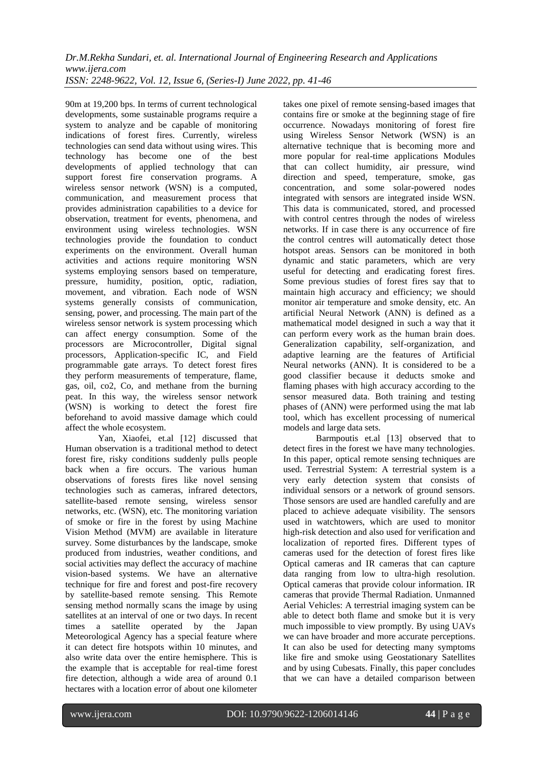90m at 19,200 bps. In terms of current technological developments, some sustainable programs require a system to analyze and be capable of monitoring indications of forest fires. Currently, wireless technologies can send data without using wires. This technology has become one of the best developments of applied technology that can support forest fire conservation programs. A wireless sensor network (WSN) is a computed, communication, and measurement process that provides administration capabilities to a device for observation, treatment for events, phenomena, and environment using wireless technologies. WSN technologies provide the foundation to conduct experiments on the environment. Overall human activities and actions require monitoring WSN systems employing sensors based on temperature, pressure, humidity, position, optic, radiation, movement, and vibration. Each node of WSN systems generally consists of communication, sensing, power, and processing. The main part of the wireless sensor network is system processing which can affect energy consumption. Some of the processors are Microcontroller, Digital signal processors, Application-specific IC, and Field programmable gate arrays. To detect forest fires they perform measurements of temperature, flame, gas, oil, co2, Co, and methane from the burning peat. In this way, the wireless sensor network (WSN) is working to detect the forest fire beforehand to avoid massive damage which could affect the whole ecosystem.

Yan, Xiaofei, et.al [12] discussed that Human observation is a traditional method to detect forest fire, risky conditions suddenly pulls people back when a fire occurs. The various human observations of forests fires like novel sensing technologies such as cameras, infrared detectors, satellite-based remote sensing, wireless sensor networks, etc. (WSN), etc. The monitoring variation of smoke or fire in the forest by using Machine Vision Method (MVM) are available in literature survey. Some disturbances by the landscape, smoke produced from industries, weather conditions, and social activities may deflect the accuracy of machine vision-based systems. We have an alternative technique for fire and forest and post-fire recovery by satellite-based remote sensing. This Remote sensing method normally scans the image by using satellites at an interval of one or two days. In recent times a satellite operated by the Japan Meteorological Agency has a special feature where it can detect fire hotspots within 10 minutes, and also write data over the entire hemisphere. This is the example that is acceptable for real-time forest fire detection, although a wide area of around 0.1 hectares with a location error of about one kilometer takes one pixel of remote sensing-based images that contains fire or smoke at the beginning stage of fire occurrence. Nowadays monitoring of forest fire using Wireless Sensor Network (WSN) is an alternative technique that is becoming more and more popular for real-time applications Modules that can collect humidity, air pressure, wind direction and speed, temperature, smoke, gas concentration, and some solar-powered nodes integrated with sensors are integrated inside WSN. This data is communicated, stored, and processed with control centres through the nodes of wireless networks. If in case there is any occurrence of fire the control centres will automatically detect those hotspot areas. Sensors can be monitored in both dynamic and static parameters, which are very useful for detecting and eradicating forest fires. Some previous studies of forest fires say that to maintain high accuracy and efficiency; we should monitor air temperature and smoke density, etc. An artificial Neural Network (ANN) is defined as a mathematical model designed in such a way that it can perform every work as the human brain does. Generalization capability, self-organization, and adaptive learning are the features of Artificial Neural networks (ANN). It is considered to be a good classifier because it deducts smoke and flaming phases with high accuracy according to the sensor measured data. Both training and testing phases of (ANN) were performed using the mat lab tool, which has excellent processing of numerical models and large data sets.

Barmpoutis et.al [13] observed that to detect fires in the forest we have many technologies. In this paper, optical remote sensing techniques are used. Terrestrial System: A terrestrial system is a very early detection system that consists of individual sensors or a network of ground sensors. Those sensors are used are handled carefully and are placed to achieve adequate visibility. The sensors used in watchtowers, which are used to monitor high-risk detection and also used for verification and localization of reported fires. Different types of cameras used for the detection of forest fires like Optical cameras and IR cameras that can capture data ranging from low to ultra-high resolution. Optical cameras that provide colour information. IR cameras that provide Thermal Radiation. Unmanned Aerial Vehicles: A terrestrial imaging system can be able to detect both flame and smoke but it is very much impossible to view promptly. By using UAVs we can have broader and more accurate perceptions. It can also be used for detecting many symptoms like fire and smoke using Geostationary Satellites and by using Cubesats. Finally, this paper concludes that we can have a detailed comparison between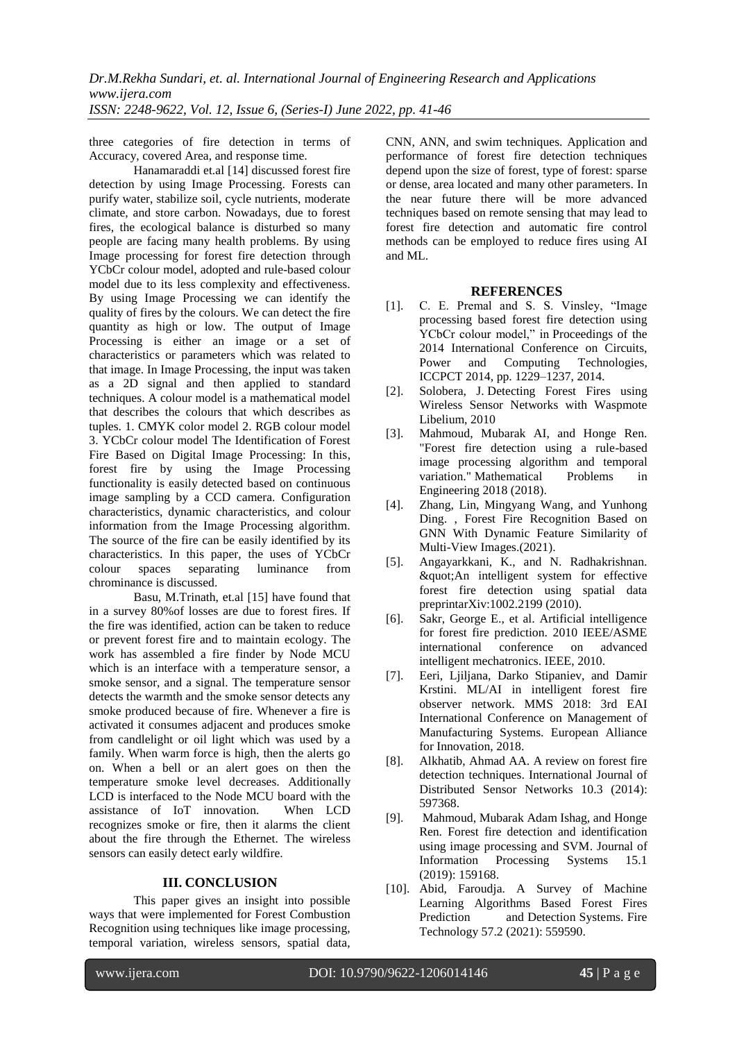three categories of fire detection in terms of Accuracy, covered Area, and response time.

Hanamaraddi et.al [14] discussed forest fire detection by using Image Processing. Forests can purify water, stabilize soil, cycle nutrients, moderate climate, and store carbon. Nowadays, due to forest fires, the ecological balance is disturbed so many people are facing many health problems. By using Image processing for forest fire detection through YCbCr colour model, adopted and rule-based colour model due to its less complexity and effectiveness. By using Image Processing we can identify the quality of fires by the colours. We can detect the fire quantity as high or low. The output of Image Processing is either an image or a set of characteristics or parameters which was related to that image. In Image Processing, the input was taken as a 2D signal and then applied to standard techniques. A colour model is a mathematical model that describes the colours that which describes as tuples. 1. CMYK color model 2. RGB colour model 3. YCbCr colour model The Identification of Forest Fire Based on Digital Image Processing: In this, forest fire by using the Image Processing functionality is easily detected based on continuous image sampling by a CCD camera. Configuration characteristics, dynamic characteristics, and colour information from the Image Processing algorithm. The source of the fire can be easily identified by its characteristics. In this paper, the uses of YCbCr colour spaces separating luminance from chrominance is discussed.

Basu, M.Trinath, et.al [15] have found that in a survey 80%of losses are due to forest fires. If the fire was identified, action can be taken to reduce or prevent forest fire and to maintain ecology. The work has assembled a fire finder by Node MCU which is an interface with a temperature sensor, a smoke sensor, and a signal. The temperature sensor detects the warmth and the smoke sensor detects any smoke produced because of fire. Whenever a fire is activated it consumes adjacent and produces smoke from candlelight or oil light which was used by a family. When warm force is high, then the alerts go on. When a bell or an alert goes on then the temperature smoke level decreases. Additionally LCD is interfaced to the Node MCU board with the assistance of IoT innovation. When LCD recognizes smoke or fire, then it alarms the client about the fire through the Ethernet. The wireless sensors can easily detect early wildfire.

## III. CONCLUSION

This paper gives an insight into possible ways that were implemented for Forest Combustion Recognition using techniques like image processing, temporal variation, wireless sensors, spatial data, CNN, ANN, and swim techniques. Application and performance of forest fire detection techniques depend upon the size of forest, type of forest: sparse or dense, area located and many other parameters. In the near future there will be more advanced techniques based on remote sensing that may lead to forest fire detection and automatic fire control methods can be employed to reduce fires using AI and ML.

## REFERENCES

[1]. C. E. Premal and S. S. Vinsley, "Image processing based forest fire detection using YCbCr colour model," in Proceedings of the 2014 International Conference on Circuits, Power and Computing Technologies, ICCPCT 2014, pp. 1229–1237, 2014.

[2]. Solobera, J. Detecting Forest Fires using Wireless Sensor Networks with Waspmote Libelium, 2010

[3]. Mahmoud, Mubarak AI, and Honge Ren. "Forest fire detection using a rule-based image processing algorithm and temporal variation." Mathematical Problems in Engineering 2018 (2018).

[4]. Zhang, Lin, Mingyang Wang, and Yunhong Ding. , Forest Fire Recognition Based on GNN With Dynamic Feature Similarity of Multi-View Images.(2021).

[5]. Angayarkkani, K., and N. Radhakrishnan. &quot;An intelligent system for effective forest fire detection using spatial data preprintarXiv:1002.2199 (2010).

[6]. Sakr, George E., et al. Artificial intelligence for forest fire prediction. 2010 IEEE/ASME international conference on advanced intelligent mechatronics. IEEE, 2010.

[7]. Eeri, Ljiljana, Darko Stipaniev, and Damir Krstini. ML/AI in intelligent forest fire observer network. MMS 2018: 3rd EAI International Conference on Management of Manufacturing Systems. European Alliance for Innovation, 2018.

[8]. Alkhatib, Ahmad AA. A review on forest fire detection techniques. International Journal of Distributed Sensor Networks 10.3 (2014): 597368.

[9]. Mahmoud, Mubarak Adam Ishag, and Honge Ren. Forest fire detection and identification using image processing and SVM. Journal of Information Processing Systems 15.1 (2019): 159168.

[10]. Abid, Faroudja. A Survey of Machine Learning Algorithms Based Forest Fires Prediction and Detection Systems. Fire Technology 57.2 (2021): 559590.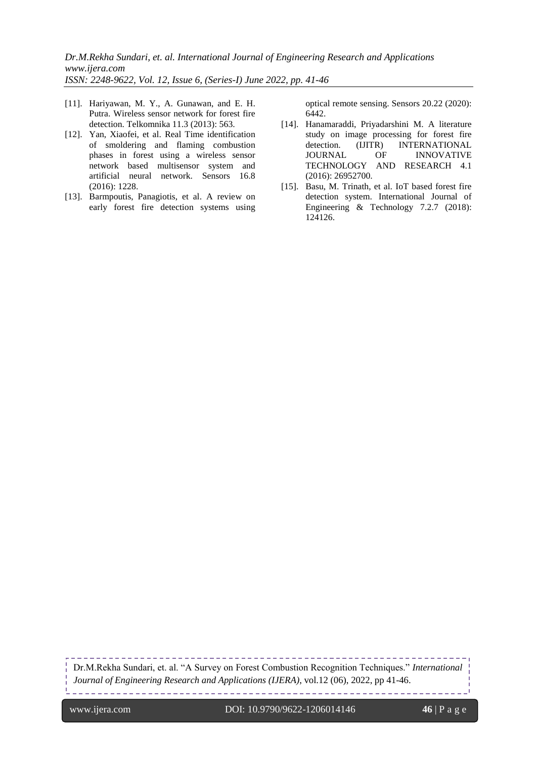[11]. Hariyawan, M. Y., A. Gunawan, and E. H. Putra. Wireless sensor network for forest fire detection. Telkomnika 11.3 (2013): 563.

[12]. Yan, Xiaofei, et al. Real Time identification of smoldering and flaming combustion phases in forest using a wireless sensor network based multisensor system and artificial neural network. Sensors 16.8 (2016): 1228.

[13]. Barmpoutis, Panagiotis, et al. A review on early forest fire detection systems using optical remote sensing. Sensors 20.22 (2020): 6442.

[14]. Hanamaraddi, Priyadarshini M. A literature study on image processing for forest fire detection. (IJITR) INTERNATIONAL JOURNAL OF INNOVATIVE TECHNOLOGY AND RESEARCH 4.1 (2016): 26952700.

[15]. Basu, M. Trinath, et al. IoT based forest fire detection system. International Journal of Engineering & Technology 7.2.7 (2018): 124126.

Dr.M.Rekha Sundari, et. al. "A Survey on Forest Combustion Recognition Techniques." *International Journal of Engineering Research and Applications (IJERA)*, vol.12 (06), 2022, pp 41-46.